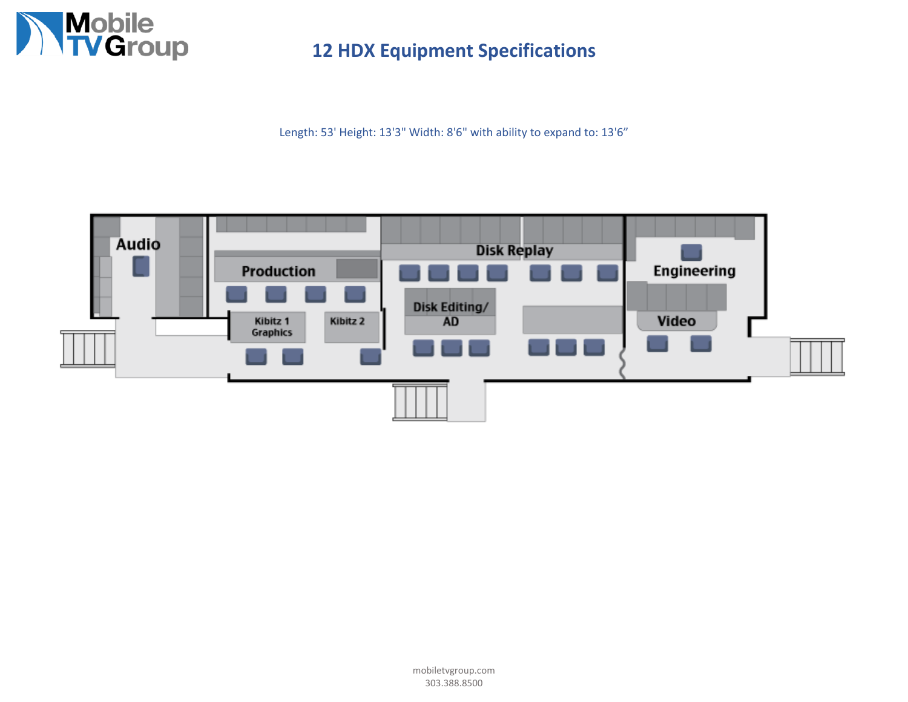# 12 HDX Equipment Specifications

Length: 53' Height: 13'3" Width: 8'6" with ability to expand to: 13'6"

Audio

Production

Disk Replay

Engineering

Kibitz 1 Graphics

Kibitz 2

Disk Editing/ AD

Video

mobiletvgroup.com
303.388.8500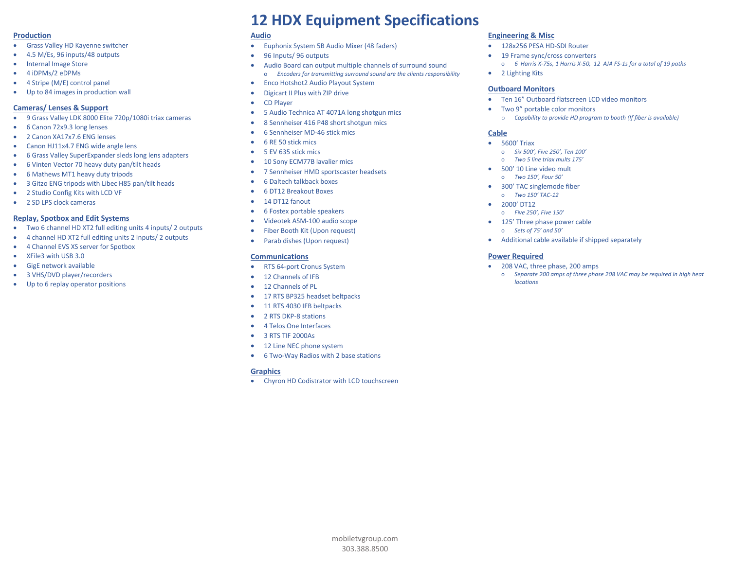# 12 HDX Equipment Specifications

## Production

- Grass Valley HD Kayenne switcher
- 4.5 M/Es, 96 inputs/48 outputs
- Internal Image Store
- 4 iDPMs/2 eDPMs
- 4 Stripe (M/E) control panel
- Up to 84 images in production wall

## Cameras/ Lenses & Support

- 9 Grass Valley LDK 8000 Elite 720p/1080i triax cameras
- 6 Canon 72x9.3 long lenses
- 2 Canon XA17x7.6 ENG lenses
- Canon HJ11x4.7 ENG wide angle lens
- 6 Grass Valley SuperExpander sleds long lens adapters
- 6 Vinten Vector 70 heavy duty pan/tilt heads
- 6 Mathews MT1 heavy duty tripods
- 3 Gitzo ENG tripods with Libec H85 pan/tilt heads
- 2 Studio Config Kits with LCD VF
- 2 SD LPS clock cameras

## Replay, Spotbox and Edit Systems

- Two 6 channel HD XT2 full editing units 4 inputs/ 2 outputs
- 4 channel HD XT2 full editing units 2 inputs/ 2 outputs
- 4 Channel EVS XS server for Spotbox
- XFile3 with USB 3.0
- GigE network available
- 3 VHS/DVD player/recorders
- Up to 6 replay operator positions

## Audio

- Euphonix System 5B Audio Mixer (48 faders)
- 96 Inputs/ 96 outputs
- Audio Board can output multiple channels of surround sound
  - *Encoders for transmitting surround sound are the clients responsibility*
- Enco Hotshot2 Audio Playout System
- Digicart II Plus with ZIP drive
- CD Player
- 5 Audio Technica AT 4071A long shotgun mics
- 8 Sennheiser 416 P48 short shotgun mics
- 6 Sennheiser MD-46 stick mics
- 6 RE 50 stick mics
- 5 EV 635 stick mics
- 10 Sony ECM77B lavalier mics
- 7 Sennheiser HMD sportscaster headsets
- 6 Daltech talkback boxes
- 6 DT12 Breakout Boxes
- 14 DT12 fanout
- 6 Fostex portable speakers
- Videotek ASM-100 audio scope
- Fiber Booth Kit (Upon request)
- Parab dishes (Upon request)

## Communications

- RTS 64-port Cronus System
- 12 Channels of IFB
- 12 Channels of PL
- 17 RTS BP325 headset beltpacks
- 11 RTS 4030 IFB beltpacks
- 2 RTS DKP-8 stations
- 4 Telos One Interfaces
- 3 RTS TIF 2000As
- 12 Line NEC phone system
- 6 Two-Way Radios with 2 base stations

## Graphics

- Chyron HD Codistrator with LCD touchscreen

## Engineering & Misc

- 128x256 PESA HD-SDI Router
- 19 Frame sync/cross converters
  - *6 Harris X-75s, 1 Harris X-50, 12 AJA FS-1s for a total of 19 paths*
- 2 Lighting Kits

## Outboard Monitors

- Ten 16" Outboard flatscreen LCD video monitors
- Two 9" portable color monitors
  - *Capability to provide HD program to booth (If fiber is available)*

## Cable

- 5600' Triax
  - *Six 500', Five 250', Ten 100'*
  - *Two 5 line triax mults 175'*
- 500' 10 Line video mult
  - *Two 150', Four 50'*
- 300' TAC singlemode fiber
  - *Two 150' TAC-12*
- 2000' DT12
  - *Five 250', Five 150'*
- 125' Three phase power cable
  - *Sets of 75' and 50'*
- Additional cable available if shipped separately

## Power Required

- 208 VAC, three phase, 200 amps
  - *Separate 200 amps of three phase 208 VAC may be required in high heat locations*

mobiletvgroup.com
303.388.8500